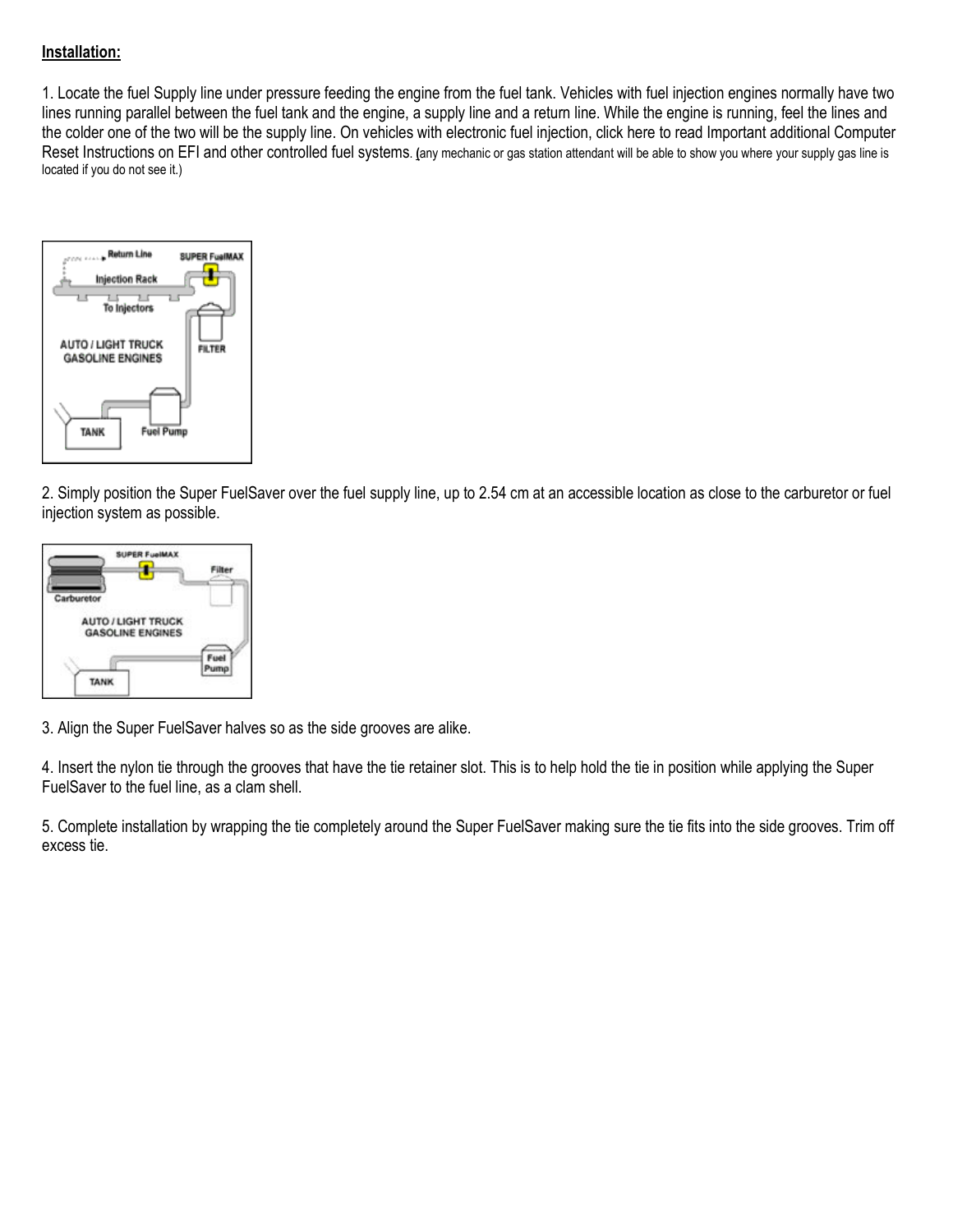**Installation:**

1. Locate the fuel Supply line under pressure feeding the engine from the fuel tank. Vehicles with fuel injection engines normally have two lines running parallel between the fuel tank and the engine, a supply line and a return line. While the engine is running, feel the lines and the colder one of the two will be the supply line. On vehicles with electronic fuel injection, click here to read Important additional Computer Reset Instructions on EFI and other controlled fuel systems. (any mechanic or gas station attendant will be able to show you where your supply gas line is located if you do not see it.)

2. Simply position the Super FuelSaver over the fuel supply line, up to 2.54 cm at an accessible location as close to the carburetor or fuel injection system as possible.

3. Align the Super FuelSaver halves so as the side grooves are alike.

4. Insert the nylon tie through the grooves that have the tie retainer slot. This is to help hold the tie in position while applying the Super FuelSaver to the fuel line, as a clam shell.

5. Complete installation by wrapping the tie completely around the Super FuelSaver making sure the tie fits into the side grooves. Trim off excess tie.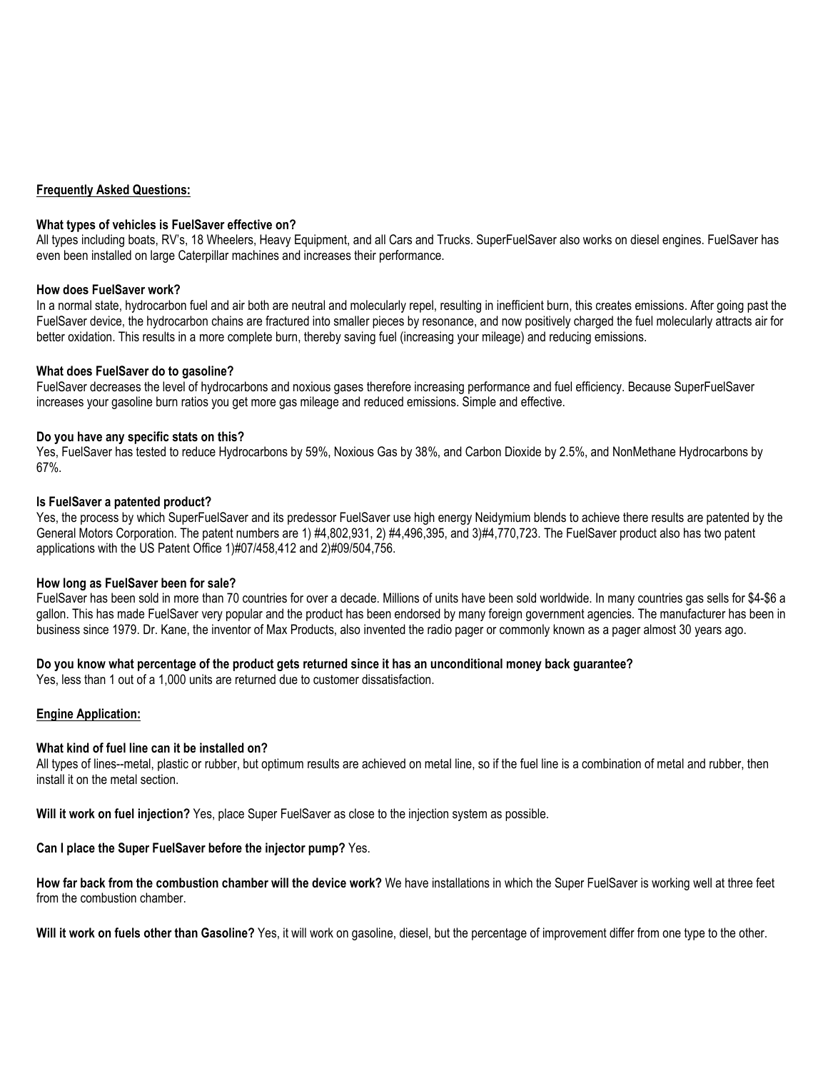**Frequently Asked Questions:**

**What types of vehicles is FuelSaver effective on?**
All types including boats, RV's, 18 Wheelers, Heavy Equipment, and all Cars and Trucks. SuperFuelSaver also works on diesel engines. FuelSaver has even been installed on large Caterpillar machines and increases their performance.

**How does FuelSaver work?**
In a normal state, hydrocarbon fuel and air both are neutral and molecularly repel, resulting in inefficient burn, this creates emissions. After going past the FuelSaver device, the hydrocarbon chains are fractured into smaller pieces by resonance, and now positively charged the fuel molecularly attracts air for better oxidation. This results in a more complete burn, thereby saving fuel (increasing your mileage) and reducing emissions.

**What does FuelSaver do to gasoline?**
FuelSaver decreases the level of hydrocarbons and noxious gases therefore increasing performance and fuel efficiency. Because SuperFuelSaver increases your gasoline burn ratios you get more gas mileage and reduced emissions. Simple and effective.

**Do you have any specific stats on this?**
Yes, FuelSaver has tested to reduce Hydrocarbons by 59%, Noxious Gas by 38%, and Carbon Dioxide by 2.5%, and NonMethane Hydrocarbons by 67%.

**Is FuelSaver a patented product?**
Yes, the process by which SuperFuelSaver and its predessor FuelSaver use high energy Neidymium blends to achieve there results are patented by the General Motors Corporation. The patent numbers are 1) #4,802,931, 2) #4,496,395, and 3)#4,770,723. The FuelSaver product also has two patent applications with the US Patent Office 1)#07/458,412 and 2)#09/504,756.

**How long as FuelSaver been for sale?**
FuelSaver has been sold in more than 70 countries for over a decade. Millions of units have been sold worldwide. In many countries gas sells for $4-$6 a gallon. This has made FuelSaver very popular and the product has been endorsed by many foreign government agencies. The manufacturer has been in business since 1979. Dr. Kane, the inventor of Max Products, also invented the radio pager or commonly known as a pager almost 30 years ago.

**Do you know what percentage of the product gets returned since it has an unconditional money back guarantee?**
Yes, less than 1 out of a 1,000 units are returned due to customer dissatisfaction.

**Engine Application:**

**What kind of fuel line can it be installed on?**
All types of lines--metal, plastic or rubber, but optimum results are achieved on metal line, so if the fuel line is a combination of metal and rubber, then install it on the metal section.

**Will it work on fuel injection?** Yes, place Super FuelSaver as close to the injection system as possible.

**Can I place the Super FuelSaver before the injector pump?** Yes.

**How far back from the combustion chamber will the device work?** We have installations in which the Super FuelSaver is working well at three feet from the combustion chamber.

**Will it work on fuels other than Gasoline?** Yes, it will work on gasoline, diesel, but the percentage of improvement differ from one type to the other.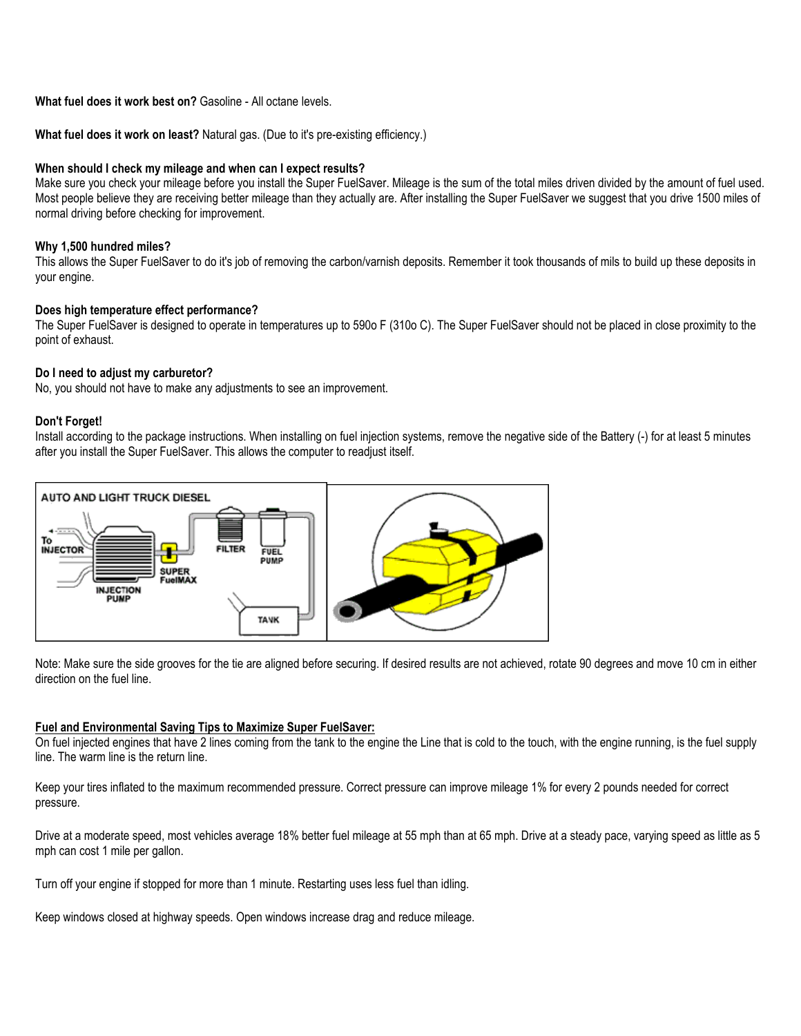**What fuel does it work best on?** Gasoline - All octane levels.

**What fuel does it work on least?** Natural gas. (Due to it's pre-existing efficiency.)

**When should I check my mileage and when can I expect results?**
Make sure you check your mileage before you install the Super FuelSaver. Mileage is the sum of the total miles driven divided by the amount of fuel used. Most people believe they are receiving better mileage than they actually are. After installing the Super FuelSaver we suggest that you drive 1500 miles of normal driving before checking for improvement.

**Why 1,500 hundred miles?**
This allows the Super FuelSaver to do it's job of removing the carbon/varnish deposits. Remember it took thousands of mils to build up these deposits in your engine.

**Does high temperature effect performance?**
The Super FuelSaver is designed to operate in temperatures up to 590o F (310o C). The Super FuelSaver should not be placed in close proximity to the point of exhaust.

**Do I need to adjust my carburetor?**
No, you should not have to make any adjustments to see an improvement.

**Don't Forget!**
Install according to the package instructions. When installing on fuel injection systems, remove the negative side of the Battery (-) for at least 5 minutes after you install the Super FuelSaver. This allows the computer to readjust itself.

AUTO AND LIGHT TRUCK DIESEL

To INJECTOR

SUPER FuelMAX

FILTER

FUEL PUMP

INJECTION PUMP

TANK

Note: Make sure the side grooves for the tie are aligned before securing. If desired results are not achieved, rotate 90 degrees and move 10 cm in either direction on the fuel line.

<u>**Fuel and Environmental Saving Tips to Maximize Super FuelSaver:**</u>
On fuel injected engines that have 2 lines coming from the tank to the engine the Line that is cold to the touch, with the engine running, is the fuel supply line. The warm line is the return line.

Keep your tires inflated to the maximum recommended pressure. Correct pressure can improve mileage 1% for every 2 pounds needed for correct pressure.

Drive at a moderate speed, most vehicles average 18% better fuel mileage at 55 mph than at 65 mph. Drive at a steady pace, varying speed as little as 5 mph can cost 1 mile per gallon.

Turn off your engine if stopped for more than 1 minute. Restarting uses less fuel than idling.

Keep windows closed at highway speeds. Open windows increase drag and reduce mileage.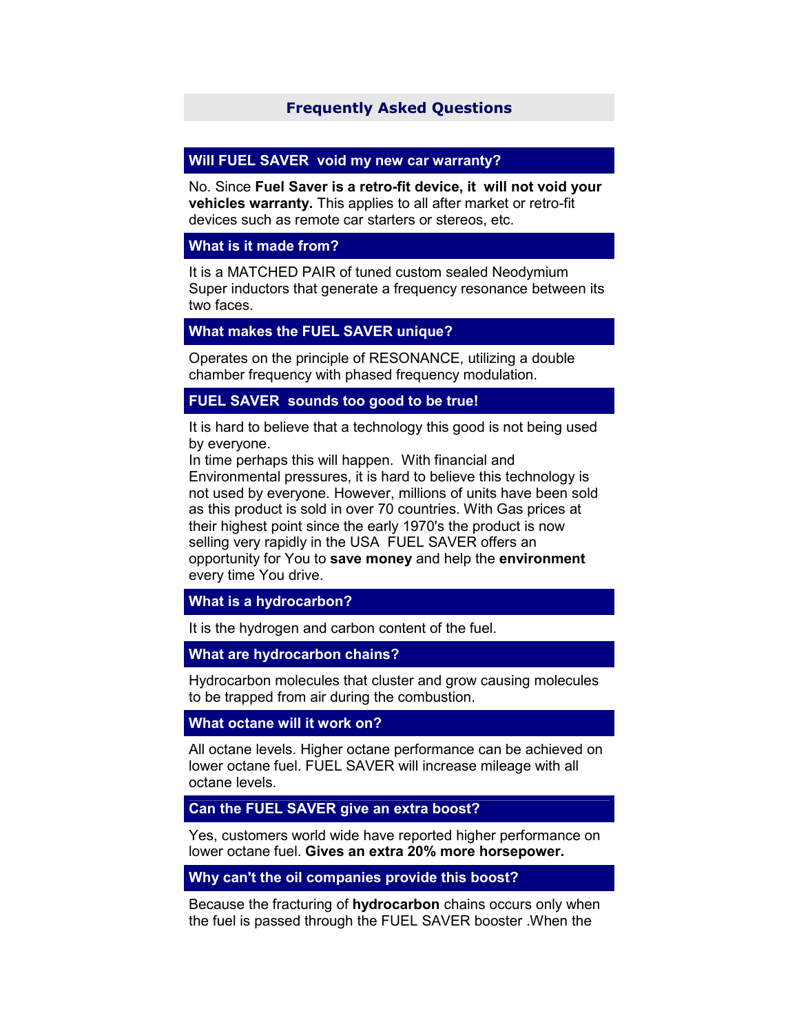## Frequently Asked Questions

### Will FUEL SAVER void my new car warranty?

No. Since **Fuel Saver is a retro-fit device, it will not void your vehicles warranty.** This applies to all after market or retro-fit devices such as remote car starters or stereos, etc.

### What is it made from?

It is a MATCHED PAIR of tuned custom sealed Neodymium Super inductors that generate a frequency resonance between its two faces.

### What makes the FUEL SAVER unique?

Operates on the principle of RESONANCE, utilizing a double chamber frequency with phased frequency modulation.

### FUEL SAVER sounds too good to be true!

It is hard to believe that a technology this good is not being used by everyone.
In time perhaps this will happen. With financial and Environmental pressures, it is hard to believe this technology is not used by everyone. However, millions of units have been sold as this product is sold in over 70 countries. With Gas prices at their highest point since the early 1970's the product is now selling very rapidly in the USA FUEL SAVER offers an opportunity for You to **save money** and help the **environment** every time You drive.

### What is a hydrocarbon?

It is the hydrogen and carbon content of the fuel.

### What are hydrocarbon chains?

Hydrocarbon molecules that cluster and grow causing molecules to be trapped from air during the combustion.

### What octane will it work on?

All octane levels. Higher octane performance can be achieved on lower octane fuel. FUEL SAVER will increase mileage with all octane levels.

### Can the FUEL SAVER give an extra boost?

Yes, customers world wide have reported higher performance on lower octane fuel. **Gives an extra 20% more horsepower.**

### Why can't the oil companies provide this boost?

Because the fracturing of **hydrocarbon** chains occurs only when the fuel is passed through the FUEL SAVER booster .When the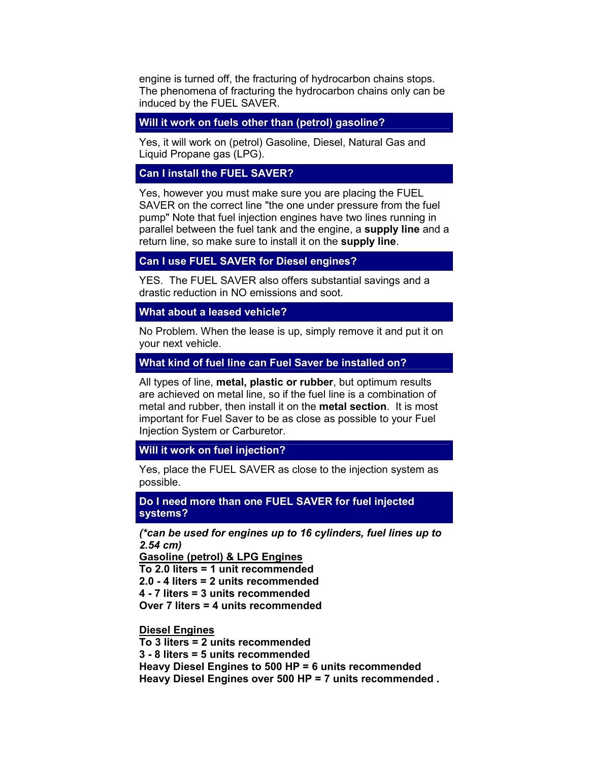engine is turned off, the fracturing of hydrocarbon chains stops. The phenomena of fracturing the hydrocarbon chains only can be induced by the FUEL SAVER.

## Will it work on fuels other than (petrol) gasoline?

Yes, it will work on (petrol) Gasoline, Diesel, Natural Gas and Liquid Propane gas (LPG).

## Can I install the FUEL SAVER?

Yes, however you must make sure you are placing the FUEL SAVER on the correct line "the one under pressure from the fuel pump" Note that fuel injection engines have two lines running in parallel between the fuel tank and the engine, a **supply line** and a return line, so make sure to install it on the **supply line**.

## Can I use FUEL SAVER for Diesel engines?

YES. The FUEL SAVER also offers substantial savings and a drastic reduction in NO emissions and soot.

## What about a leased vehicle?

No Problem. When the lease is up, simply remove it and put it on your next vehicle.

## What kind of fuel line can Fuel Saver be installed on?

All types of line, **metal, plastic or rubber**, but optimum results are achieved on metal line, so if the fuel line is a combination of metal and rubber, then install it on the **metal section**. It is most important for Fuel Saver to be as close as possible to your Fuel Injection System or Carburetor.

## Will it work on fuel injection?

Yes, place the FUEL SAVER as close to the injection system as possible.

## Do I need more than one FUEL SAVER for fuel injected systems?

***(\*can be used for engines up to 16 cylinders, fuel lines up to 2.54 cm)***

**Gasoline (petrol) & LPG Engines**
**To 2.0 liters = 1 unit recommended**
**2.0 - 4 liters = 2 units recommended**
**4 - 7 liters = 3 units recommended**
**Over 7 liters = 4 units recommended**

**Diesel Engines**
**To 3 liters = 2 units recommended**
**3 - 8 liters = 5 units recommended**
**Heavy Diesel Engines to 500 HP = 6 units recommended**
**Heavy Diesel Engines over 500 HP = 7 units recommended .**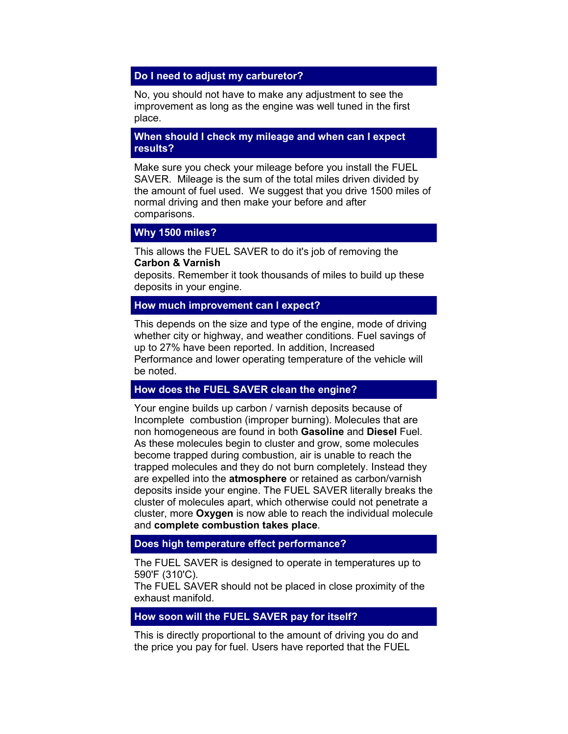## Do I need to adjust my carburetor?

No, you should not have to make any adjustment to see the improvement as long as the engine was well tuned in the first place.

## When should I check my mileage and when can I expect results?

Make sure you check your mileage before you install the FUEL SAVER. Mileage is the sum of the total miles driven divided by the amount of fuel used. We suggest that you drive 1500 miles of normal driving and then make your before and after comparisons.

## Why 1500 miles?

This allows the FUEL SAVER to do it's job of removing the **Carbon & Varnish** deposits. Remember it took thousands of miles to build up these deposits in your engine.

## How much improvement can I expect?

This depends on the size and type of the engine, mode of driving whether city or highway, and weather conditions. Fuel savings of up to 27% have been reported. In addition, Increased Performance and lower operating temperature of the vehicle will be noted.

## How does the FUEL SAVER clean the engine?

Your engine builds up carbon / varnish deposits because of Incomplete combustion (improper burning). Molecules that are non homogeneous are found in both **Gasoline** and **Diesel** Fuel. As these molecules begin to cluster and grow, some molecules become trapped during combustion, air is unable to reach the trapped molecules and they do not burn completely. Instead they are expelled into the **atmosphere** or retained as carbon/varnish deposits inside your engine. The FUEL SAVER literally breaks the cluster of molecules apart, which otherwise could not penetrate a cluster, more **Oxygen** is now able to reach the individual molecule and **complete combustion takes place**.

## Does high temperature effect performance?

The FUEL SAVER is designed to operate in temperatures up to 590'F (310'C).
The FUEL SAVER should not be placed in close proximity of the exhaust manifold.

## How soon will the FUEL SAVER pay for itself?

This is directly proportional to the amount of driving you do and the price you pay for fuel. Users have reported that the FUEL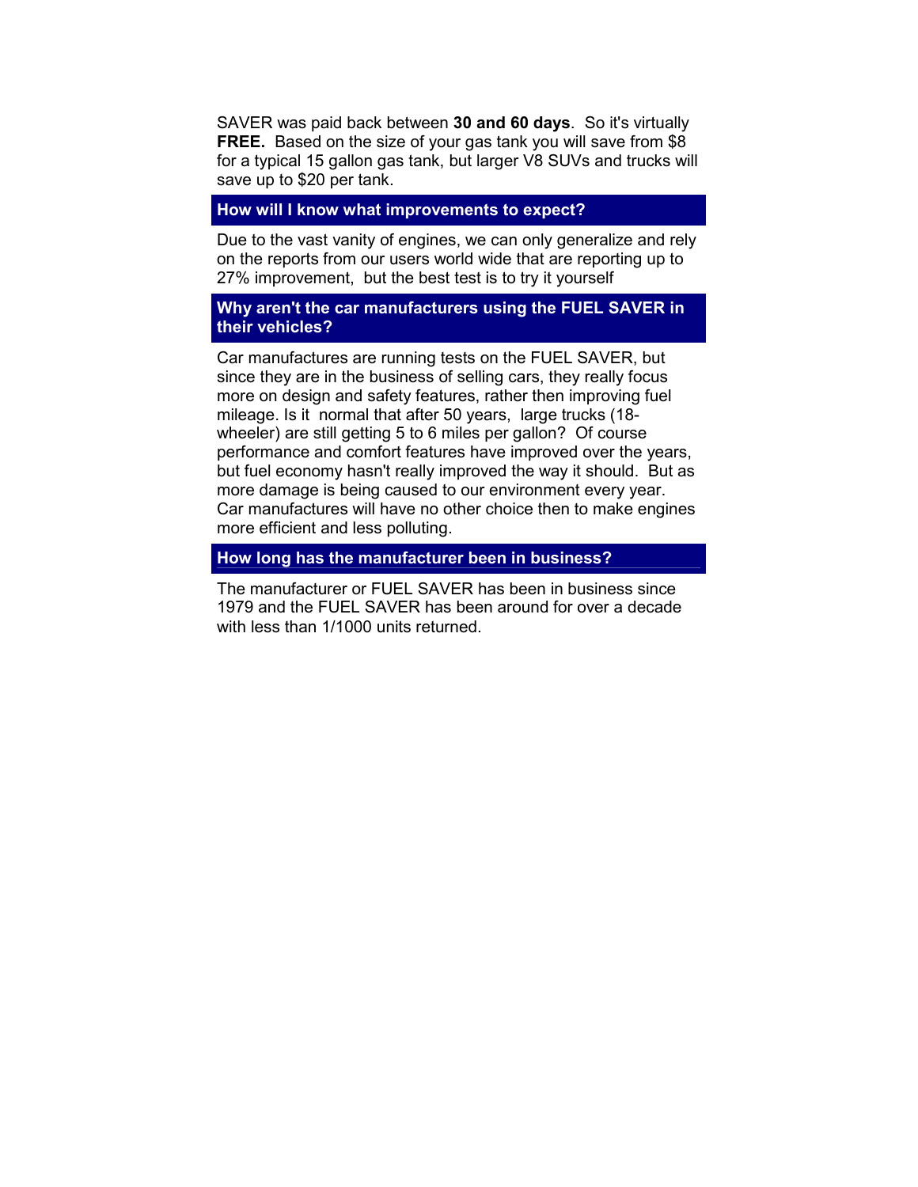SAVER was paid back between **30 and 60 days**. So it's virtually **FREE.** Based on the size of your gas tank you will save from $8 for a typical 15 gallon gas tank, but larger V8 SUVs and trucks will save up to $20 per tank.

### How will I know what improvements to expect?

Due to the vast vanity of engines, we can only generalize and rely on the reports from our users world wide that are reporting up to 27% improvement, but the best test is to try it yourself

### Why aren't the car manufacturers using the FUEL SAVER in their vehicles?

Car manufactures are running tests on the FUEL SAVER, but since they are in the business of selling cars, they really focus more on design and safety features, rather then improving fuel mileage. Is it normal that after 50 years, large trucks (18-wheeler) are still getting 5 to 6 miles per gallon? Of course performance and comfort features have improved over the years, but fuel economy hasn't really improved the way it should. But as more damage is being caused to our environment every year. Car manufactures will have no other choice then to make engines more efficient and less polluting.

### How long has the manufacturer been in business?

The manufacturer or FUEL SAVER has been in business since 1979 and the FUEL SAVER has been around for over a decade with less than 1/1000 units returned.